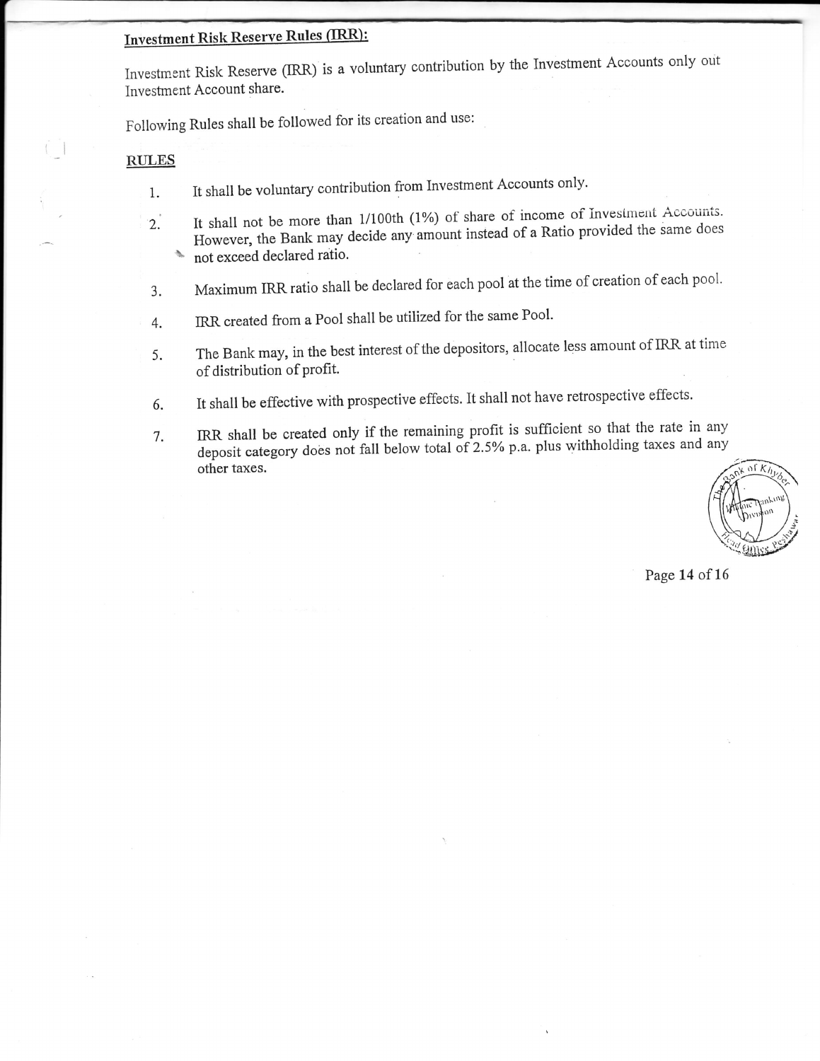## Investment Risk Reserve Rules (IRR):

Investment Risk Reserve (IRR) is a voluntary contribution by the Investment Accounts only out Investment Account share.

Following Rules shall be followed for its creation and use:

### RULES

1. It shall be voluntary contribution from Investment Accounts only.
2. It shall not be more than 1/100th (1%) of share of income of Investment Accounts. However, the Bank may decide any amount instead of a Ratio provided the same does not exceed declared ratio.
3. Maximum IRR ratio shall be declared for each pool at the time of creation of each pool.
4. IRR created from a Pool shall be utilized for the same Pool.
5. The Bank may, in the best interest of the depositors, allocate less amount of IRR at time of distribution of profit.
6. It shall be effective with prospective effects. It shall not have retrospective effects.
7. IRR shall be created only if the remaining profit is sufficient so that the rate in any deposit category does not fall below total of 2.5% p.a. plus withholding taxes and any other taxes.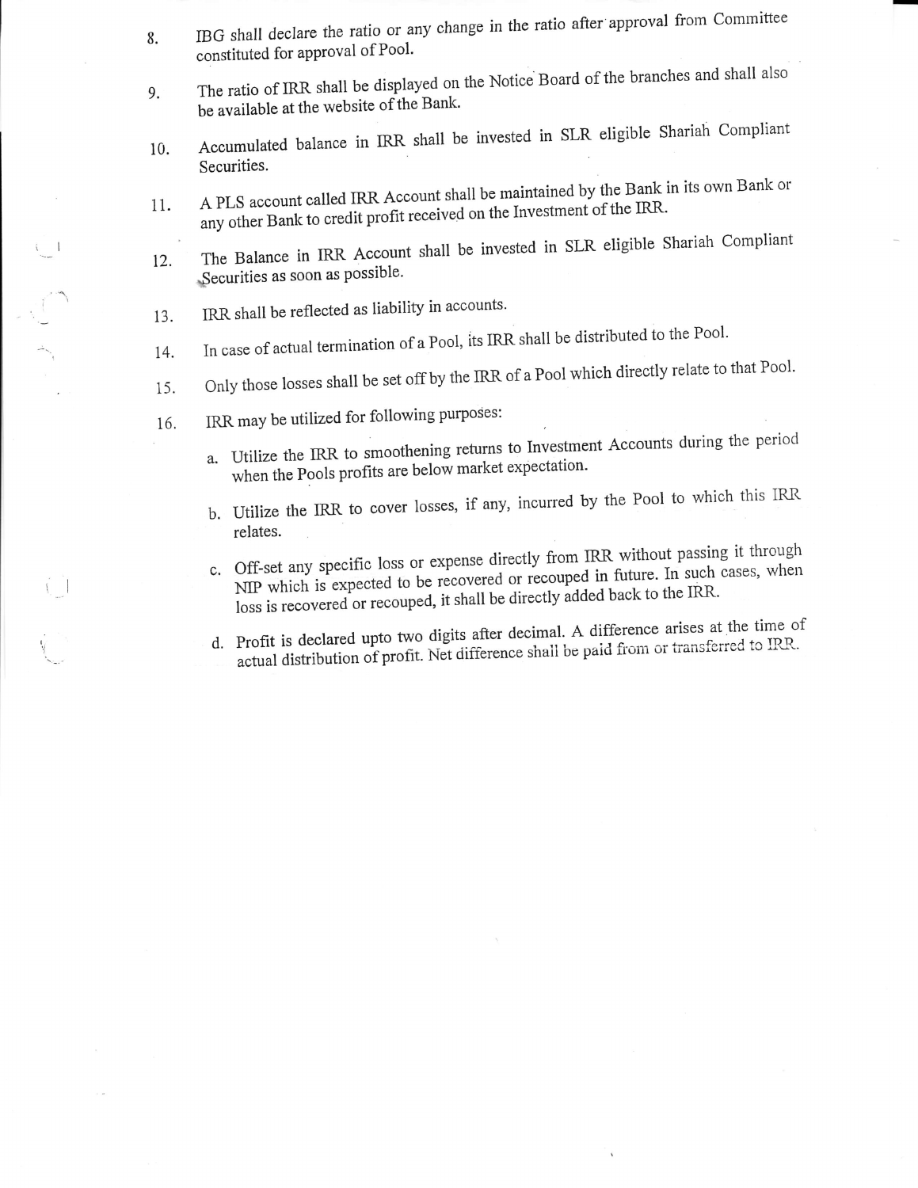8. IBG shall declare the ratio or any change in the ratio after approval from Committee constituted for approval of Pool.

9. The ratio of IRR shall be displayed on the Notice Board of the branches and shall also be available at the website of the Bank.

10. Accumulated balance in IRR shall be invested in SLR eligible Shariah Compliant Securities.

11. A PLS account called IRR Account shall be maintained by the Bank in its own Bank or any other Bank to credit profit received on the Investment of the IRR.

12. The Balance in IRR Account shall be invested in SLR eligible Shariah Compliant Securities as soon as possible.

13. IRR shall be reflected as liability in accounts.

14. In case of actual termination of a Pool, its IRR shall be distributed to the Pool.

15. Only those losses shall be set off by the IRR of a Pool which directly relate to that Pool.

16. IRR may be utilized for following purposes:

    a. Utilize the IRR to smoothening returns to Investment Accounts during the period when the Pools profits are below market expectation.

    b. Utilize the IRR to cover losses, if any, incurred by the Pool to which this IRR relates.

    c. Off-set any specific loss or expense directly from IRR without passing it through NIP which is expected to be recovered or recouped in future. In such cases, when loss is recovered or recouped, it shall be directly added back to the IRR.

    d. Profit is declared upto two digits after decimal. A difference arises at the time of actual distribution of profit. Net difference shall be paid from or transferred to IRR.